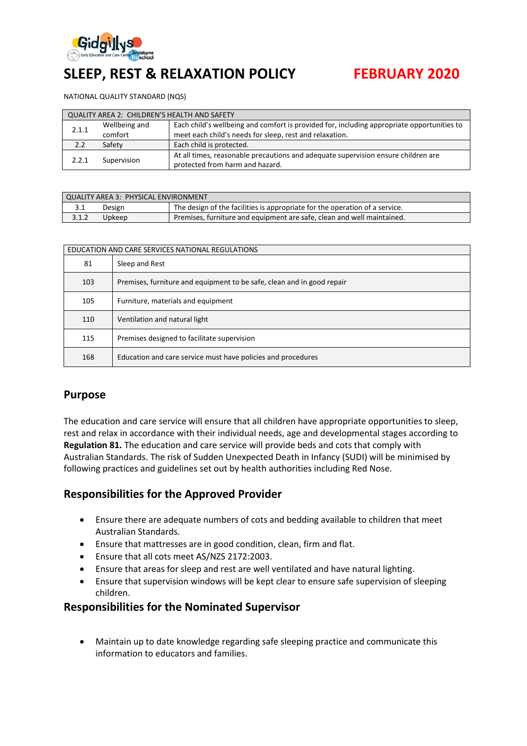# SLEEP, REST & RELAXATION POLICY

**FEBRUARY 2020**

NATIONAL QUALITY STANDARD (NQS)

| QUALITY AREA 2: CHILDREN'S HEALTH AND SAFETY | | |
|---|---|---|
| 2.1.1 | Wellbeing and comfort | Each child's wellbeing and comfort is provided for, including appropriate opportunities to meet each child's needs for sleep, rest and relaxation. |
| 2.2 | Safety | Each child is protected. |
| 2.2.1 | Supervision | At all times, reasonable precautions and adequate supervision ensure children are protected from harm and hazard. |

| QUALITY AREA 3: PHYSICAL ENVIRONMENT | | |
|---|---|---|
| 3.1 | Design | The design of the facilities is appropriate for the operation of a service. |
| 3.1.2 | Upkeep | Premises, furniture and equipment are safe, clean and well maintained. |

| EDUCATION AND CARE SERVICES NATIONAL REGULATIONS | |
|---|---|
| 81 | Sleep and Rest |
| 103 | Premises, furniture and equipment to be safe, clean and in good repair |
| 105 | Furniture, materials and equipment |
| 110 | Ventilation and natural light |
| 115 | Premises designed to facilitate supervision |
| 168 | Education and care service must have policies and procedures |

## Purpose

The education and care service will ensure that all children have appropriate opportunities to sleep, rest and relax in accordance with their individual needs, age and developmental stages according to **Regulation 81.** The education and care service will provide beds and cots that comply with Australian Standards. The risk of Sudden Unexpected Death in Infancy (SUDI) will be minimised by following practices and guidelines set out by health authorities including Red Nose.

## Responsibilities for the Approved Provider

- Ensure there are adequate numbers of cots and bedding available to children that meet Australian Standards.
- Ensure that mattresses are in good condition, clean, firm and flat.
- Ensure that all cots meet AS/NZS 2172:2003.
- Ensure that areas for sleep and rest are well ventilated and have natural lighting.
- Ensure that supervision windows will be kept clear to ensure safe supervision of sleeping children.

## Responsibilities for the Nominated Supervisor

- Maintain up to date knowledge regarding safe sleeping practice and communicate this information to educators and families.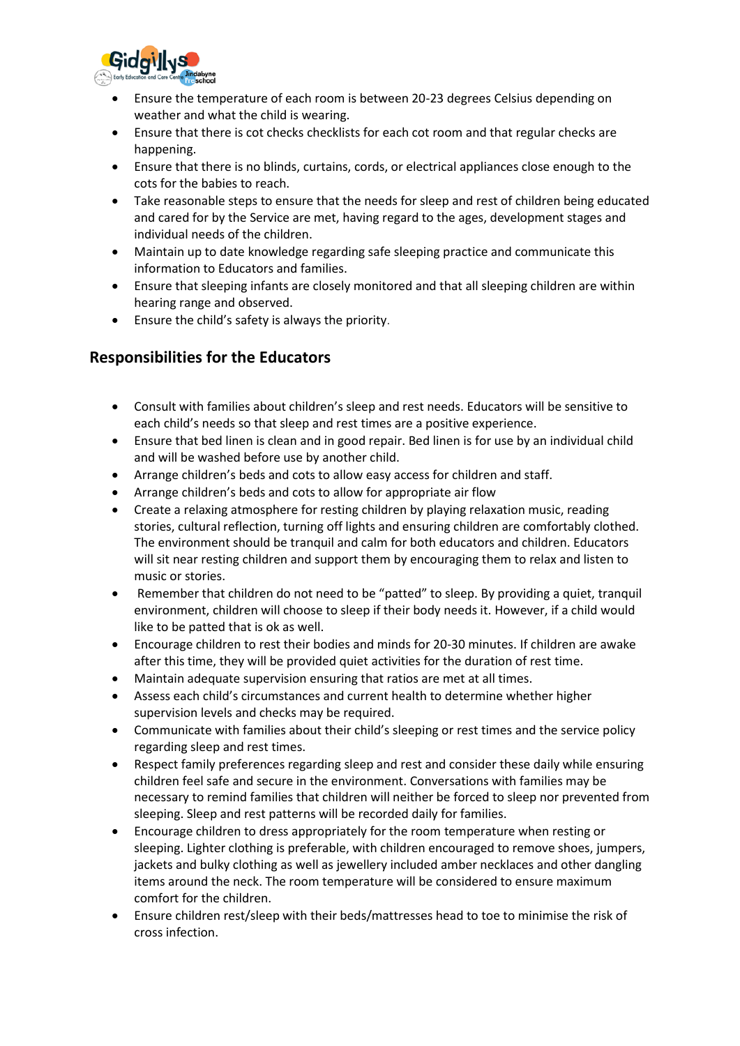- Ensure the temperature of each room is between 20-23 degrees Celsius depending on weather and what the child is wearing.
- Ensure that there is cot checks checklists for each cot room and that regular checks are happening.
- Ensure that there is no blinds, curtains, cords, or electrical appliances close enough to the cots for the babies to reach.
- Take reasonable steps to ensure that the needs for sleep and rest of children being educated and cared for by the Service are met, having regard to the ages, development stages and individual needs of the children.
- Maintain up to date knowledge regarding safe sleeping practice and communicate this information to Educators and families.
- Ensure that sleeping infants are closely monitored and that all sleeping children are within hearing range and observed.
- Ensure the child's safety is always the priority.

## Responsibilities for the Educators

- Consult with families about children's sleep and rest needs. Educators will be sensitive to each child's needs so that sleep and rest times are a positive experience.
- Ensure that bed linen is clean and in good repair. Bed linen is for use by an individual child and will be washed before use by another child.
- Arrange children's beds and cots to allow easy access for children and staff.
- Arrange children's beds and cots to allow for appropriate air flow
- Create a relaxing atmosphere for resting children by playing relaxation music, reading stories, cultural reflection, turning off lights and ensuring children are comfortably clothed. The environment should be tranquil and calm for both educators and children. Educators will sit near resting children and support them by encouraging them to relax and listen to music or stories.
- Remember that children do not need to be "patted" to sleep. By providing a quiet, tranquil environment, children will choose to sleep if their body needs it. However, if a child would like to be patted that is ok as well.
- Encourage children to rest their bodies and minds for 20-30 minutes. If children are awake after this time, they will be provided quiet activities for the duration of rest time.
- Maintain adequate supervision ensuring that ratios are met at all times.
- Assess each child's circumstances and current health to determine whether higher supervision levels and checks may be required.
- Communicate with families about their child's sleeping or rest times and the service policy regarding sleep and rest times.
- Respect family preferences regarding sleep and rest and consider these daily while ensuring children feel safe and secure in the environment. Conversations with families may be necessary to remind families that children will neither be forced to sleep nor prevented from sleeping. Sleep and rest patterns will be recorded daily for families.
- Encourage children to dress appropriately for the room temperature when resting or sleeping. Lighter clothing is preferable, with children encouraged to remove shoes, jumpers, jackets and bulky clothing as well as jewellery included amber necklaces and other dangling items around the neck. The room temperature will be considered to ensure maximum comfort for the children.
- Ensure children rest/sleep with their beds/mattresses head to toe to minimise the risk of cross infection.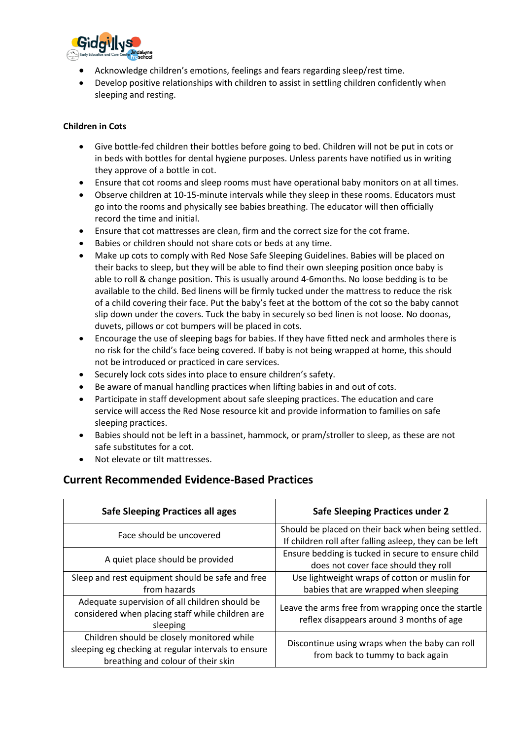- Acknowledge children's emotions, feelings and fears regarding sleep/rest time.
- Develop positive relationships with children to assist in settling children confidently when sleeping and resting.

**Children in Cots**

- Give bottle-fed children their bottles before going to bed. Children will not be put in cots or in beds with bottles for dental hygiene purposes. Unless parents have notified us in writing they approve of a bottle in cot.
- Ensure that cot rooms and sleep rooms must have operational baby monitors on at all times.
- Observe children at 10-15-minute intervals while they sleep in these rooms. Educators must go into the rooms and physically see babies breathing. The educator will then officially record the time and initial.
- Ensure that cot mattresses are clean, firm and the correct size for the cot frame.
- Babies or children should not share cots or beds at any time.
- Make up cots to comply with Red Nose Safe Sleeping Guidelines. Babies will be placed on their backs to sleep, but they will be able to find their own sleeping position once baby is able to roll & change position. This is usually around 4-6months. No loose bedding is to be available to the child. Bed linens will be firmly tucked under the mattress to reduce the risk of a child covering their face. Put the baby's feet at the bottom of the cot so the baby cannot slip down under the covers. Tuck the baby in securely so bed linen is not loose. No doonas, duvets, pillows or cot bumpers will be placed in cots.
- Encourage the use of sleeping bags for babies. If they have fitted neck and armholes there is no risk for the child's face being covered. If baby is not being wrapped at home, this should not be introduced or practiced in care services.
- Securely lock cots sides into place to ensure children's safety.
- Be aware of manual handling practices when lifting babies in and out of cots.
- Participate in staff development about safe sleeping practices. The education and care service will access the Red Nose resource kit and provide information to families on safe sleeping practices.
- Babies should not be left in a bassinet, hammock, or pram/stroller to sleep, as these are not safe substitutes for a cot.
- Not elevate or tilt mattresses.

## Current Recommended Evidence-Based Practices

| Safe Sleeping Practices all ages | Safe Sleeping Practices under 2 |
|---|---|
| Face should be uncovered | Should be placed on their back when being settled. If children roll after falling asleep, they can be left |
| A quiet place should be provided | Ensure bedding is tucked in secure to ensure child does not cover face should they roll |
| Sleep and rest equipment should be safe and free from hazards | Use lightweight wraps of cotton or muslin for babies that are wrapped when sleeping |
| Adequate supervision of all children should be considered when placing staff while children are sleeping | Leave the arms free from wrapping once the startle reflex disappears around 3 months of age |
| Children should be closely monitored while sleeping eg checking at regular intervals to ensure breathing and colour of their skin | Discontinue using wraps when the baby can roll from back to tummy to back again |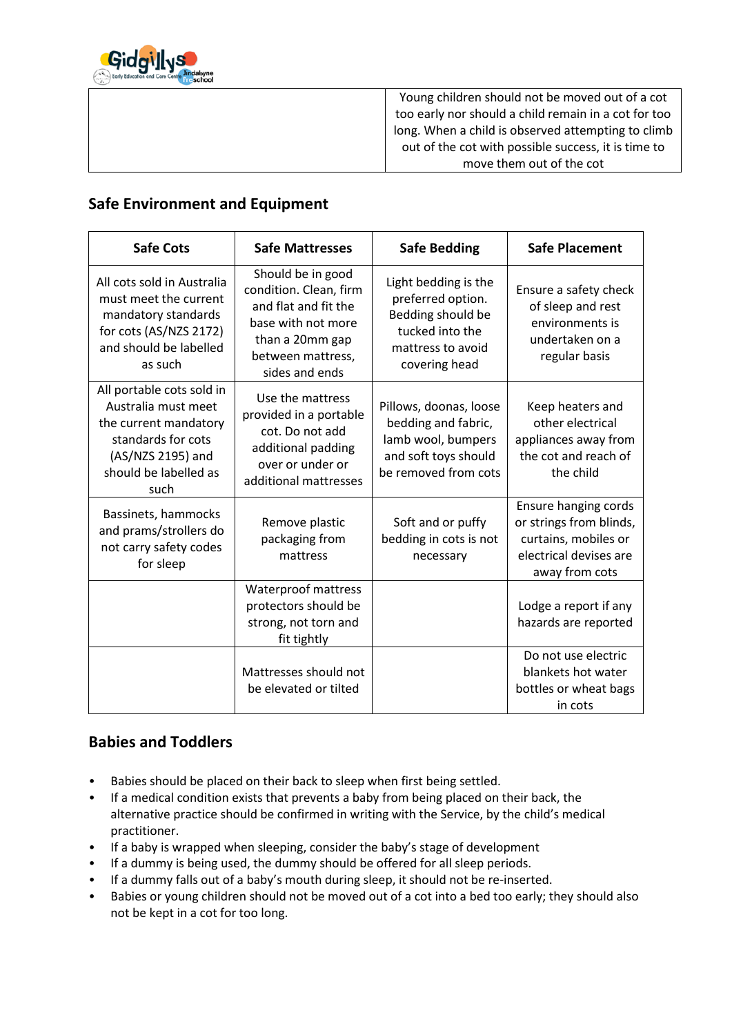| | |
|---|---|
| | Young children should not be moved out of a cot too early nor should a child remain in a cot for too long. When a child is observed attempting to climb out of the cot with possible success, it is time to move them out of the cot |

## Safe Environment and Equipment

| Safe Cots | Safe Mattresses | Safe Bedding | Safe Placement |
|---|---|---|---|
| All cots sold in Australia must meet the current mandatory standards for cots (AS/NZS 2172) and should be labelled as such | Should be in good condition. Clean, firm and flat and fit the base with not more than a 20mm gap between mattress, sides and ends | Light bedding is the preferred option. Bedding should be tucked into the mattress to avoid covering head | Ensure a safety check of sleep and rest environments is undertaken on a regular basis |
| All portable cots sold in Australia must meet the current mandatory standards for cots (AS/NZS 2195) and should be labelled as such | Use the mattress provided in a portable cot. Do not add additional padding over or under or additional mattresses | Pillows, doonas, loose bedding and fabric, lamb wool, bumpers and soft toys should be removed from cots | Keep heaters and other electrical appliances away from the cot and reach of the child |
| Bassinets, hammocks and prams/strollers do not carry safety codes for sleep | Remove plastic packaging from mattress | Soft and or puffy bedding in cots is not necessary | Ensure hanging cords or strings from blinds, curtains, mobiles or electrical devises are away from cots |
| | Waterproof mattress protectors should be strong, not torn and fit tightly | | Lodge a report if any hazards are reported |
| | Mattresses should not be elevated or tilted | | Do not use electric blankets hot water bottles or wheat bags in cots |

## Babies and Toddlers

- Babies should be placed on their back to sleep when first being settled.
- If a medical condition exists that prevents a baby from being placed on their back, the alternative practice should be confirmed in writing with the Service, by the child's medical practitioner.
- If a baby is wrapped when sleeping, consider the baby's stage of development
- If a dummy is being used, the dummy should be offered for all sleep periods.
- If a dummy falls out of a baby's mouth during sleep, it should not be re-inserted.
- Babies or young children should not be moved out of a cot into a bed too early; they should also not be kept in a cot for too long.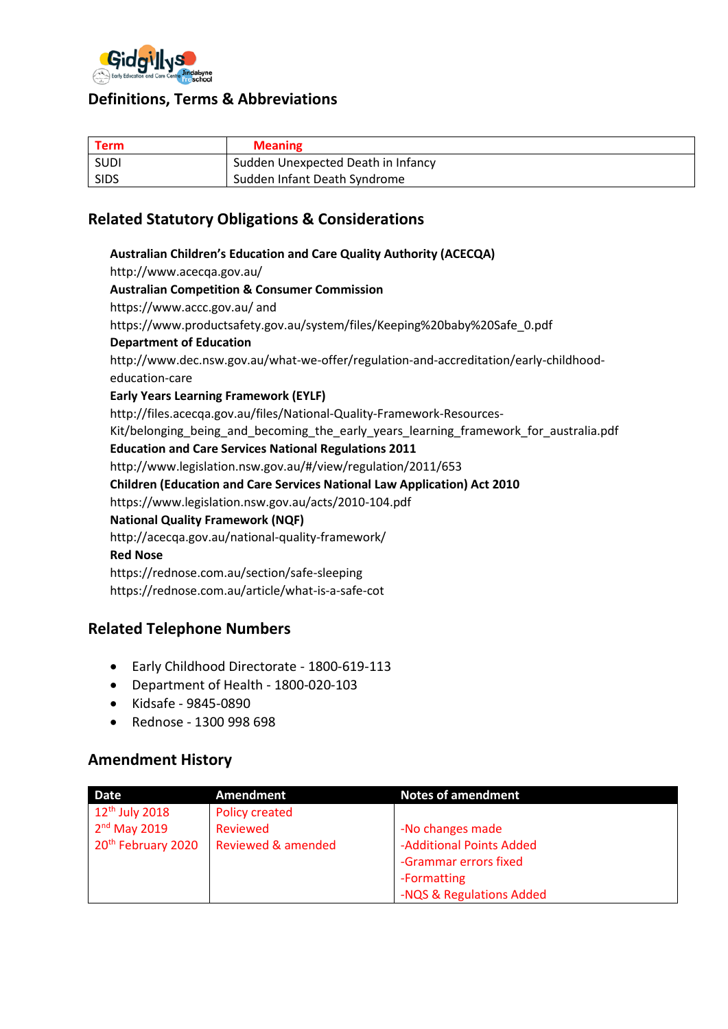## Definitions, Terms & Abbreviations

| Term | Meaning |
|---|---|
| SUDI | Sudden Unexpected Death in Infancy |
| SIDS | Sudden Infant Death Syndrome |

## Related Statutory Obligations & Considerations

**Australian Children's Education and Care Quality Authority (ACECQA)**
http://www.acecqa.gov.au/

**Australian Competition & Consumer Commission**
https://www.accc.gov.au/ and
https://www.productsafety.gov.au/system/files/Keeping%20baby%20Safe_0.pdf

**Department of Education**
http://www.dec.nsw.gov.au/what-we-offer/regulation-and-accreditation/early-childhood-education-care

**Early Years Learning Framework (EYLF)**
http://files.acecqa.gov.au/files/National-Quality-Framework-Resources-Kit/belonging_being_and_becoming_the_early_years_learning_framework_for_australia.pdf

**Education and Care Services National Regulations 2011**
http://www.legislation.nsw.gov.au/#/view/regulation/2011/653

**Children (Education and Care Services National Law Application) Act 2010**
https://www.legislation.nsw.gov.au/acts/2010-104.pdf

**National Quality Framework (NQF)**
http://acecqa.gov.au/national-quality-framework/

**Red Nose**
https://rednose.com.au/section/safe-sleeping
https://rednose.com.au/article/what-is-a-safe-cot

## Related Telephone Numbers

- Early Childhood Directorate - 1800-619-113
- Department of Health - 1800-020-103
- Kidsafe - 9845-0890
- Rednose - 1300 998 698

## Amendment History

| Date | Amendment | Notes of amendment |
|---|---|---|
| 12th July 2018 | Policy created | |
| 2nd May 2019 | Reviewed | -No changes made |
| 20th February 2020 | Reviewed & amended | -Additional Points Added<br>-Grammar errors fixed<br>-Formatting<br>-NQS & Regulations Added |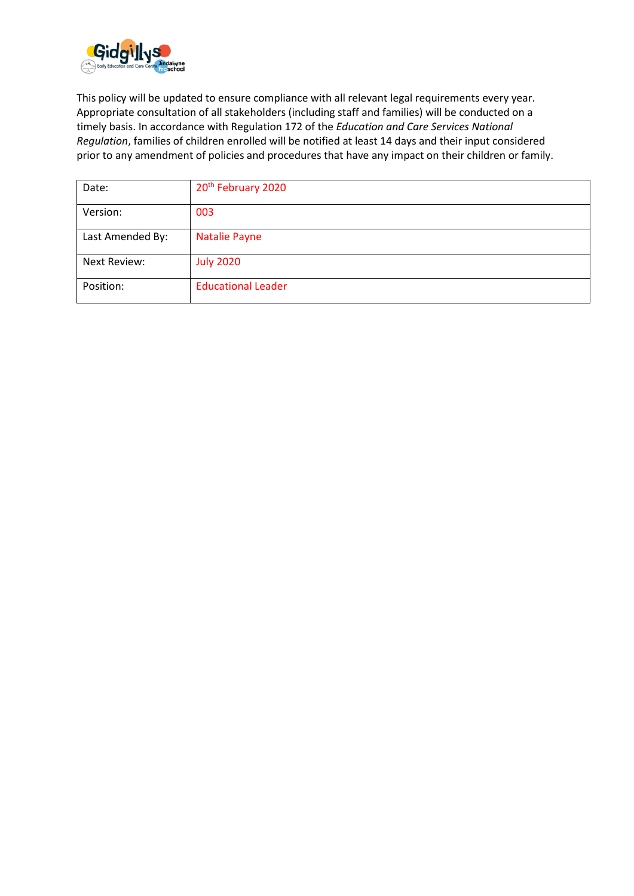This policy will be updated to ensure compliance with all relevant legal requirements every year. Appropriate consultation of all stakeholders (including staff and families) will be conducted on a timely basis. In accordance with Regulation 172 of the *Education and Care Services National Regulation*, families of children enrolled will be notified at least 14 days and their input considered prior to any amendment of policies and procedures that have any impact on their children or family.

| | |
|---|---|
| Date: | 20th February 2020 |
| Version: | 003 |
| Last Amended By: | Natalie Payne |
| Next Review: | July 2020 |
| Position: | Educational Leader |